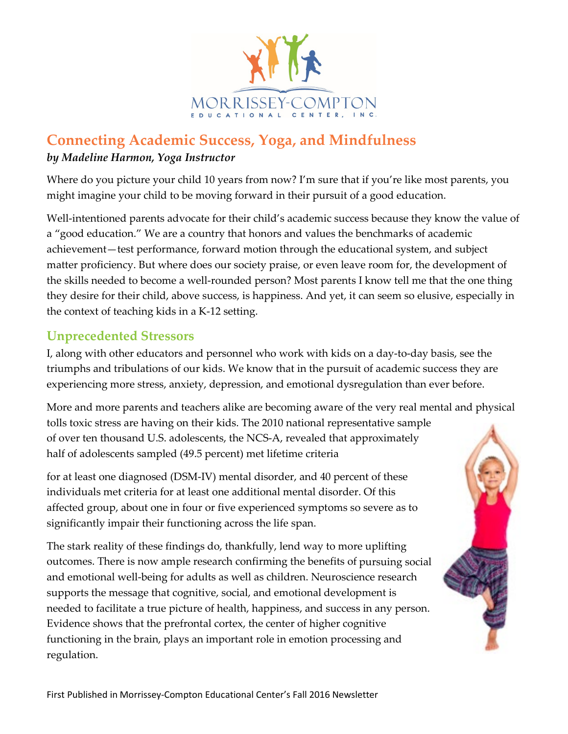MORRISSEY-COMPTON

EDUCATIONAL CENTER, INC.

# Connecting Academic Success, Yoga, and Mindfulness

***by Madeline Harmon, Yoga Instructor***

Where do you picture your child 10 years from now? I'm sure that if you're like most parents, you might imagine your child to be moving forward in their pursuit of a good education.

Well-intentioned parents advocate for their child's academic success because they know the value of a "good education." We are a country that honors and values the benchmarks of academic achievement—test performance, forward motion through the educational system, and subject matter proficiency. But where does our society praise, or even leave room for, the development of the skills needed to become a well-rounded person? Most parents I know tell me that the one thing they desire for their child, above success, is happiness. And yet, it can seem so elusive, especially in the context of teaching kids in a K-12 setting.

## Unprecedented Stressors

I, along with other educators and personnel who work with kids on a day-to-day basis, see the triumphs and tribulations of our kids. We know that in the pursuit of academic success they are experiencing more stress, anxiety, depression, and emotional dysregulation than ever before.

More and more parents and teachers alike are becoming aware of the very real mental and physical tolls toxic stress are having on their kids. The 2010 national representative sample of over ten thousand U.S. adolescents, the NCS-A, revealed that approximately half of adolescents sampled (49.5 percent) met lifetime criteria for at least one diagnosed (DSM-IV) mental disorder, and 40 percent of these individuals met criteria for at least one additional mental disorder. Of this affected group, about one in four or five experienced symptoms so severe as to significantly impair their functioning across the life span.

The stark reality of these findings do, thankfully, lend way to more uplifting outcomes. There is now ample research confirming the benefits of pursuing social and emotional well-being for adults as well as children. Neuroscience research supports the message that cognitive, social, and emotional development is needed to facilitate a true picture of health, happiness, and success in any person. Evidence shows that the prefrontal cortex, the center of higher cognitive functioning in the brain, plays an important role in emotion processing and regulation.

First Published in Morrissey-Compton Educational Center's Fall 2016 Newsletter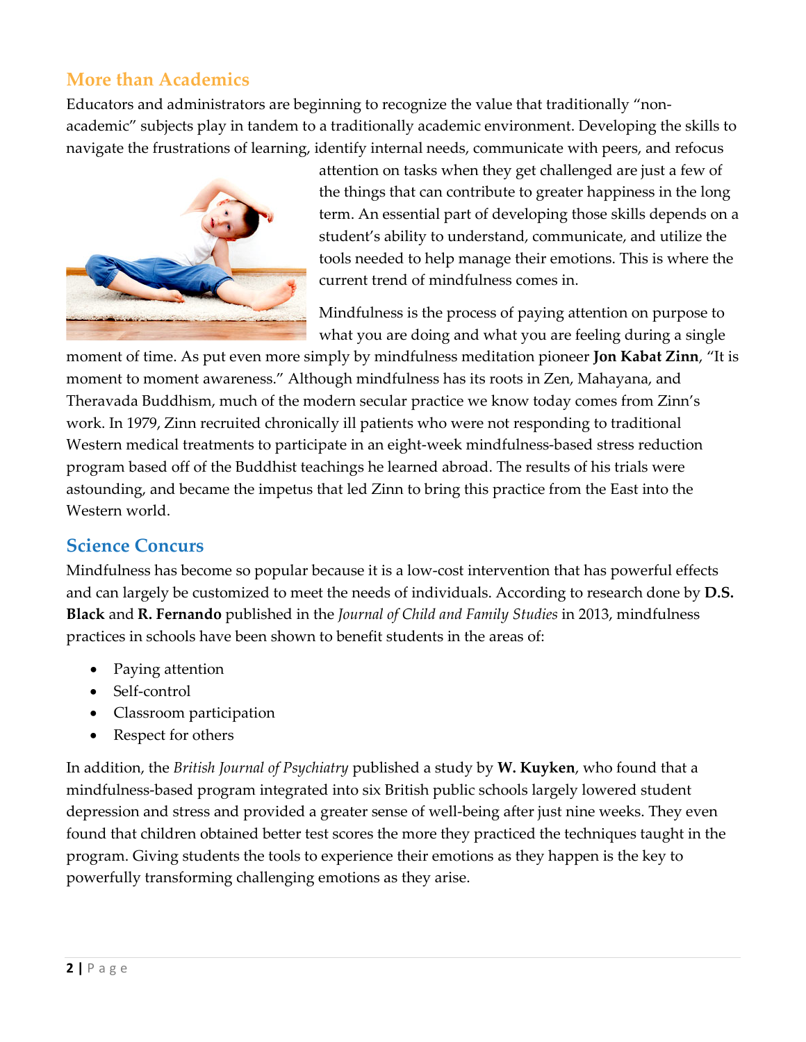## More than Academics

Educators and administrators are beginning to recognize the value that traditionally "non-academic" subjects play in tandem to a traditionally academic environment. Developing the skills to navigate the frustrations of learning, identify internal needs, communicate with peers, and refocus attention on tasks when they get challenged are just a few of the things that can contribute to greater happiness in the long term. An essential part of developing those skills depends on a student's ability to understand, communicate, and utilize the tools needed to help manage their emotions. This is where the current trend of mindfulness comes in.

Mindfulness is the process of paying attention on purpose to what you are doing and what you are feeling during a single moment of time. As put even more simply by mindfulness meditation pioneer **Jon Kabat Zinn**, "It is moment to moment awareness." Although mindfulness has its roots in Zen, Mahayana, and Theravada Buddhism, much of the modern secular practice we know today comes from Zinn's work. In 1979, Zinn recruited chronically ill patients who were not responding to traditional Western medical treatments to participate in an eight-week mindfulness-based stress reduction program based off of the Buddhist teachings he learned abroad. The results of his trials were astounding, and became the impetus that led Zinn to bring this practice from the East into the Western world.

## Science Concurs

Mindfulness has become so popular because it is a low-cost intervention that has powerful effects and can largely be customized to meet the needs of individuals. According to research done by **D.S. Black** and **R. Fernando** published in the *Journal of Child and Family Studies* in 2013, mindfulness practices in schools have been shown to benefit students in the areas of:

- Paying attention
- Self-control
- Classroom participation
- Respect for others

In addition, the *British Journal of Psychiatry* published a study by **W. Kuyken**, who found that a mindfulness-based program integrated into six British public schools largely lowered student depression and stress and provided a greater sense of well-being after just nine weeks. They even found that children obtained better test scores the more they practiced the techniques taught in the program. Giving students the tools to experience their emotions as they happen is the key to powerfully transforming challenging emotions as they arise.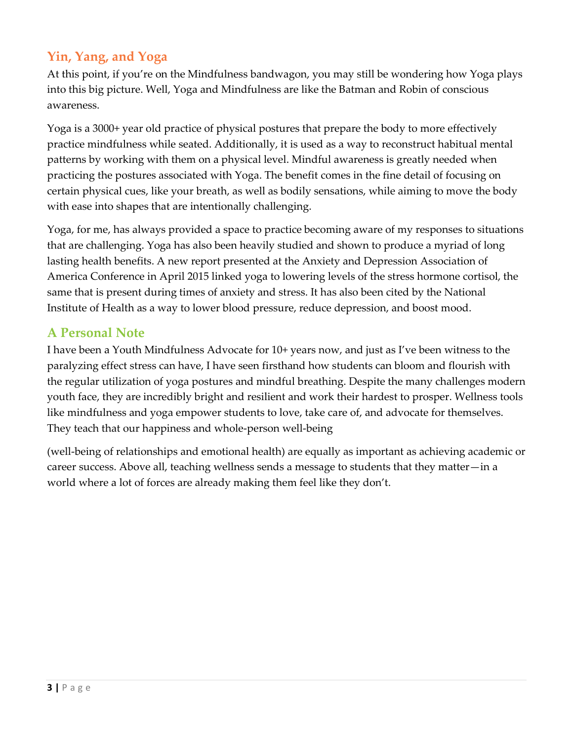## Yin, Yang, and Yoga

At this point, if you're on the Mindfulness bandwagon, you may still be wondering how Yoga plays into this big picture. Well, Yoga and Mindfulness are like the Batman and Robin of conscious awareness.

Yoga is a 3000+ year old practice of physical postures that prepare the body to more effectively practice mindfulness while seated. Additionally, it is used as a way to reconstruct habitual mental patterns by working with them on a physical level. Mindful awareness is greatly needed when practicing the postures associated with Yoga. The benefit comes in the fine detail of focusing on certain physical cues, like your breath, as well as bodily sensations, while aiming to move the body with ease into shapes that are intentionally challenging.

Yoga, for me, has always provided a space to practice becoming aware of my responses to situations that are challenging. Yoga has also been heavily studied and shown to produce a myriad of long lasting health benefits. A new report presented at the Anxiety and Depression Association of America Conference in April 2015 linked yoga to lowering levels of the stress hormone cortisol, the same that is present during times of anxiety and stress. It has also been cited by the National Institute of Health as a way to lower blood pressure, reduce depression, and boost mood.

## A Personal Note

I have been a Youth Mindfulness Advocate for 10+ years now, and just as I've been witness to the paralyzing effect stress can have, I have seen firsthand how students can bloom and flourish with the regular utilization of yoga postures and mindful breathing. Despite the many challenges modern youth face, they are incredibly bright and resilient and work their hardest to prosper. Wellness tools like mindfulness and yoga empower students to love, take care of, and advocate for themselves. They teach that our happiness and whole-person well-being

(well-being of relationships and emotional health) are equally as important as achieving academic or career success. Above all, teaching wellness sends a message to students that they matter—in a world where a lot of forces are already making them feel like they don't.